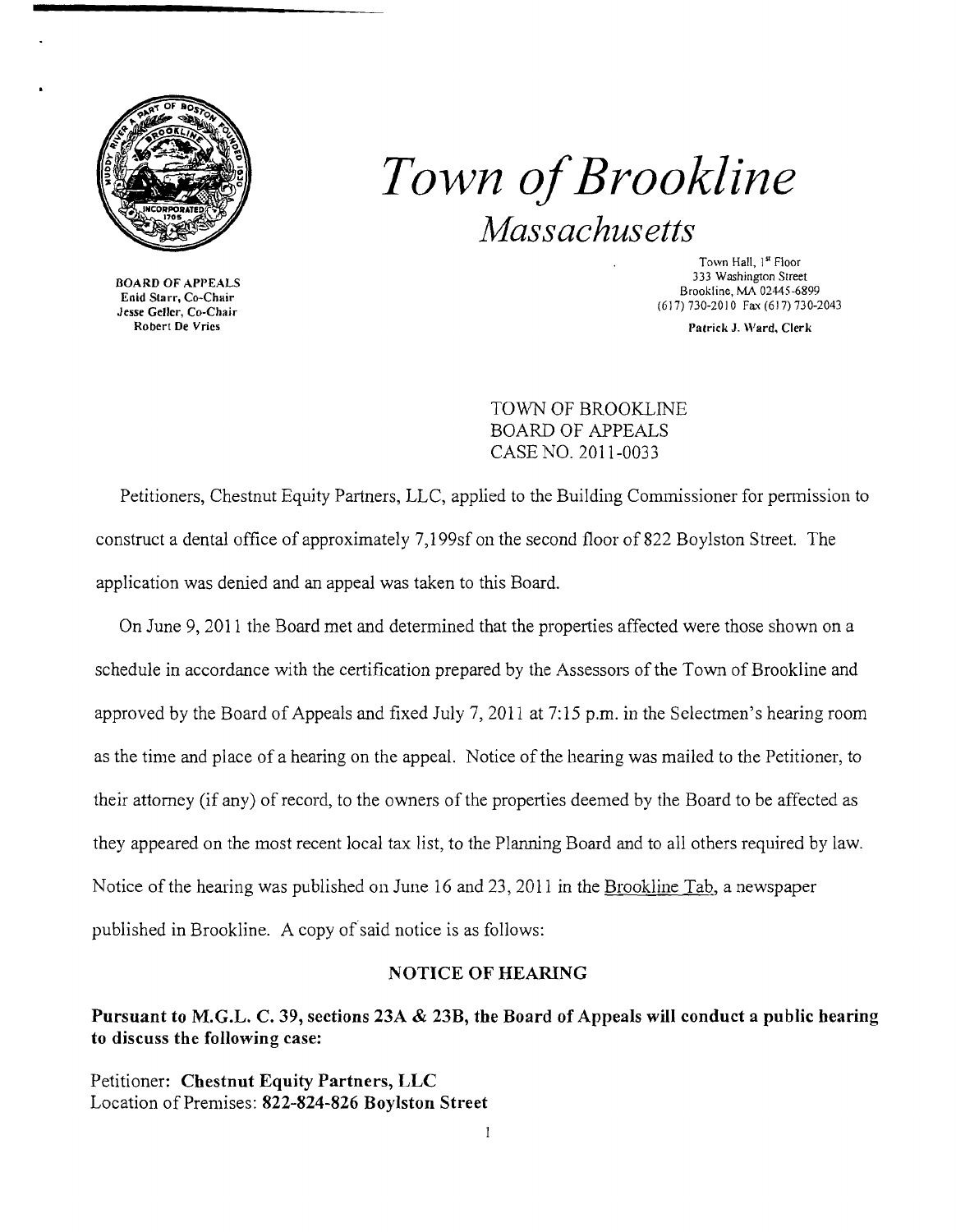# *Town of Brookline*

## *Massachusetts*

**BOARD OF APPEALS**
Enid Starr, Co-Chair
Jesse Geller, Co-Chair
Robert De Vries

Town Hall, 1st Floor
333 Washington Street
Brookline, MA 02445-6899
(617) 730-2010 Fax (617) 730-2043

Patrick J. Ward, Clerk

TOWN OF BROOKLINE
BOARD OF APPEALS
CASE NO. 2011-0033

Petitioners, Chestnut Equity Partners, LLC, applied to the Building Commissioner for permission to construct a dental office of approximately 7,199sf on the second floor of 822 Boylston Street. The application was denied and an appeal was taken to this Board.

On June 9, 2011 the Board met and determined that the properties affected were those shown on a schedule in accordance with the certification prepared by the Assessors of the Town of Brookline and approved by the Board of Appeals and fixed July 7, 2011 at 7:15 p.m. in the Selectmen's hearing room as the time and place of a hearing on the appeal. Notice of the hearing was mailed to the Petitioner, to their attorney (if any) of record, to the owners of the properties deemed by the Board to be affected as they appeared on the most recent local tax list, to the Planning Board and to all others required by law. Notice of the hearing was published on June 16 and 23, 2011 in the Brookline Tab, a newspaper published in Brookline. A copy of said notice is as follows:

**NOTICE OF HEARING**

**Pursuant to M.G.L. C. 39, sections 23A & 23B, the Board of Appeals will conduct a public hearing to discuss the following case:**

Petitioner: **Chestnut Equity Partners, LLC**
Location of Premises: **822-824-826 Boylston Street**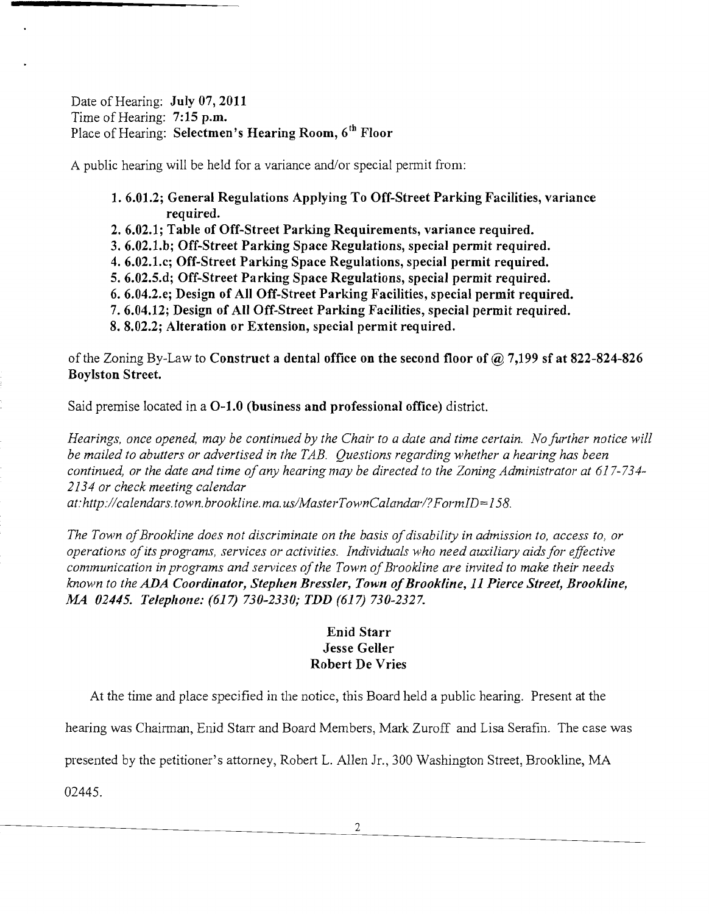Date of Hearing: **July 07, 2011**
Time of Hearing: **7:15 p.m.**
Place of Hearing: **Selectmen's Hearing Room, 6th Floor**

A public hearing will be held for a variance and/or special permit from:

1. **6.01.2; General Regulations Applying To Off-Street Parking Facilities, variance required.**
2. **6.02.1; Table of Off-Street Parking Requirements, variance required.**
3. **6.02.1.b; Off-Street Parking Space Regulations, special permit required.**
4. **6.02.1.c; Off-Street Parking Space Regulations, special permit required.**
5. **6.02.5.d; Off-Street Parking Space Regulations, special permit required.**
6. **6.04.2.e; Design of All Off-Street Parking Facilities, special permit required.**
7. **6.04.12; Design of All Off-Street Parking Facilities, special permit required.**
8. **8.02.2; Alteration or Extension, special permit required.**

of the Zoning By-Law to **Construct a dental office on the second floor of @ 7,199 sf at 822-824-826 Boylston Street.**

Said premise located in a **O-1.0 (business and professional office)** district.

*Hearings, once opened, may be continued by the Chair to a date and time certain. No further notice will be mailed to abutters or advertised in the TAB. Questions regarding whether a hearing has been continued, or the date and time of any hearing may be directed to the Zoning Administrator at 617-734-2134 or check meeting calendar at:http://calendars.town.brookline.ma.us/MasterTownCalandar/?FormID=158.*

*The Town of Brookline does not discriminate on the basis of disability in admission to, access to, or operations of its programs, services or activities. Individuals who need auxiliary aids for effective communication in programs and services of the Town of Brookline are invited to make their needs known to the* ***ADA Coordinator, Stephen Bressler, Town of Brookline, 11 Pierce Street, Brookline, MA 02445. Telephone: (617) 730-2330; TDD (617) 730-2327.***

**Enid Starr**
**Jesse Geller**
**Robert De Vries**

At the time and place specified in the notice, this Board held a public hearing. Present at the hearing was Chairman, Enid Starr and Board Members, Mark Zuroff and Lisa Serafin. The case was presented by the petitioner's attorney, Robert L. Allen Jr., 300 Washington Street, Brookline, MA 02445.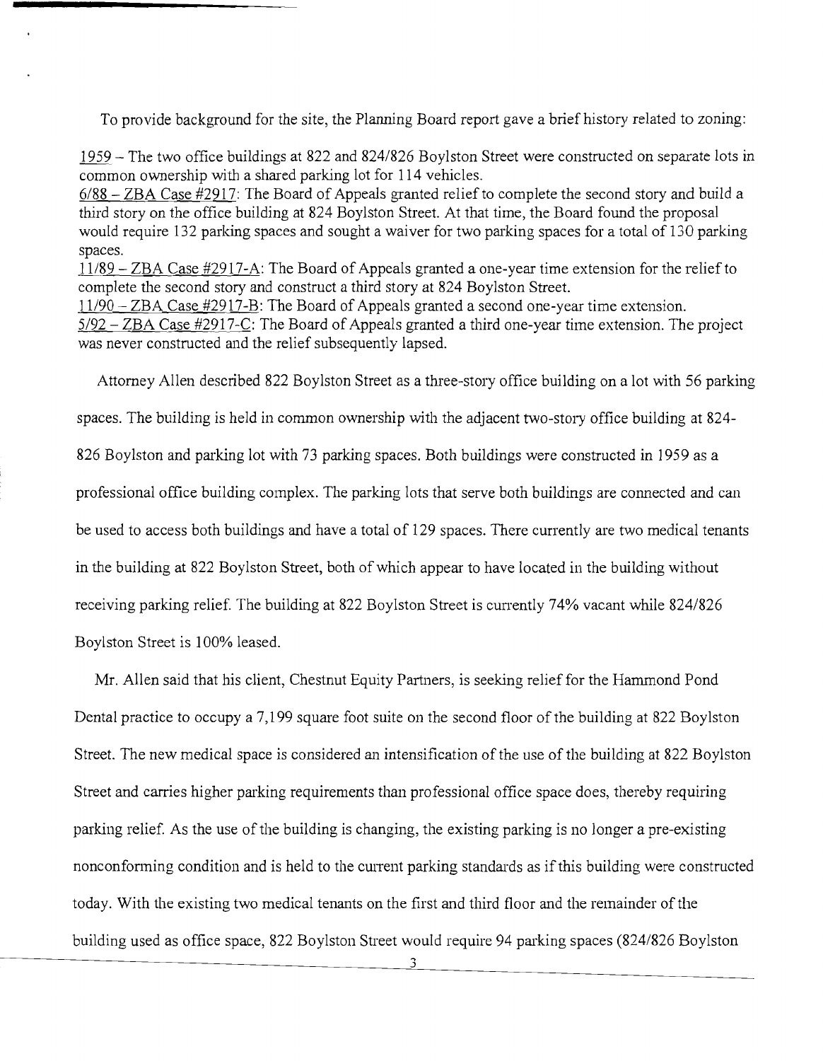To provide background for the site, the Planning Board report gave a brief history related to zoning:

1959 – The two office buildings at 822 and 824/826 Boylston Street were constructed on separate lots in common ownership with a shared parking lot for 114 vehicles.
6/88 – ZBA Case #2917: The Board of Appeals granted relief to complete the second story and build a third story on the office building at 824 Boylston Street. At that time, the Board found the proposal would require 132 parking spaces and sought a waiver for two parking spaces for a total of 130 parking spaces.
11/89 – ZBA Case #2917-A: The Board of Appeals granted a one-year time extension for the relief to complete the second story and construct a third story at 824 Boylston Street.
11/90 – ZBA Case #2917-B: The Board of Appeals granted a second one-year time extension.
5/92 – ZBA Case #2917-C: The Board of Appeals granted a third one-year time extension. The project was never constructed and the relief subsequently lapsed.

Attorney Allen described 822 Boylston Street as a three-story office building on a lot with 56 parking spaces. The building is held in common ownership with the adjacent two-story office building at 824-826 Boylston and parking lot with 73 parking spaces. Both buildings were constructed in 1959 as a professional office building complex. The parking lots that serve both buildings are connected and can be used to access both buildings and have a total of 129 spaces. There currently are two medical tenants in the building at 822 Boylston Street, both of which appear to have located in the building without receiving parking relief. The building at 822 Boylston Street is currently 74% vacant while 824/826 Boylston Street is 100% leased.

Mr. Allen said that his client, Chestnut Equity Partners, is seeking relief for the Hammond Pond Dental practice to occupy a 7,199 square foot suite on the second floor of the building at 822 Boylston Street. The new medical space is considered an intensification of the use of the building at 822 Boylston Street and carries higher parking requirements than professional office space does, thereby requiring parking relief. As the use of the building is changing, the existing parking is no longer a pre-existing nonconforming condition and is held to the current parking standards as if this building were constructed today. With the existing two medical tenants on the first and third floor and the remainder of the building used as office space, 822 Boylston Street would require 94 parking spaces (824/826 Boylston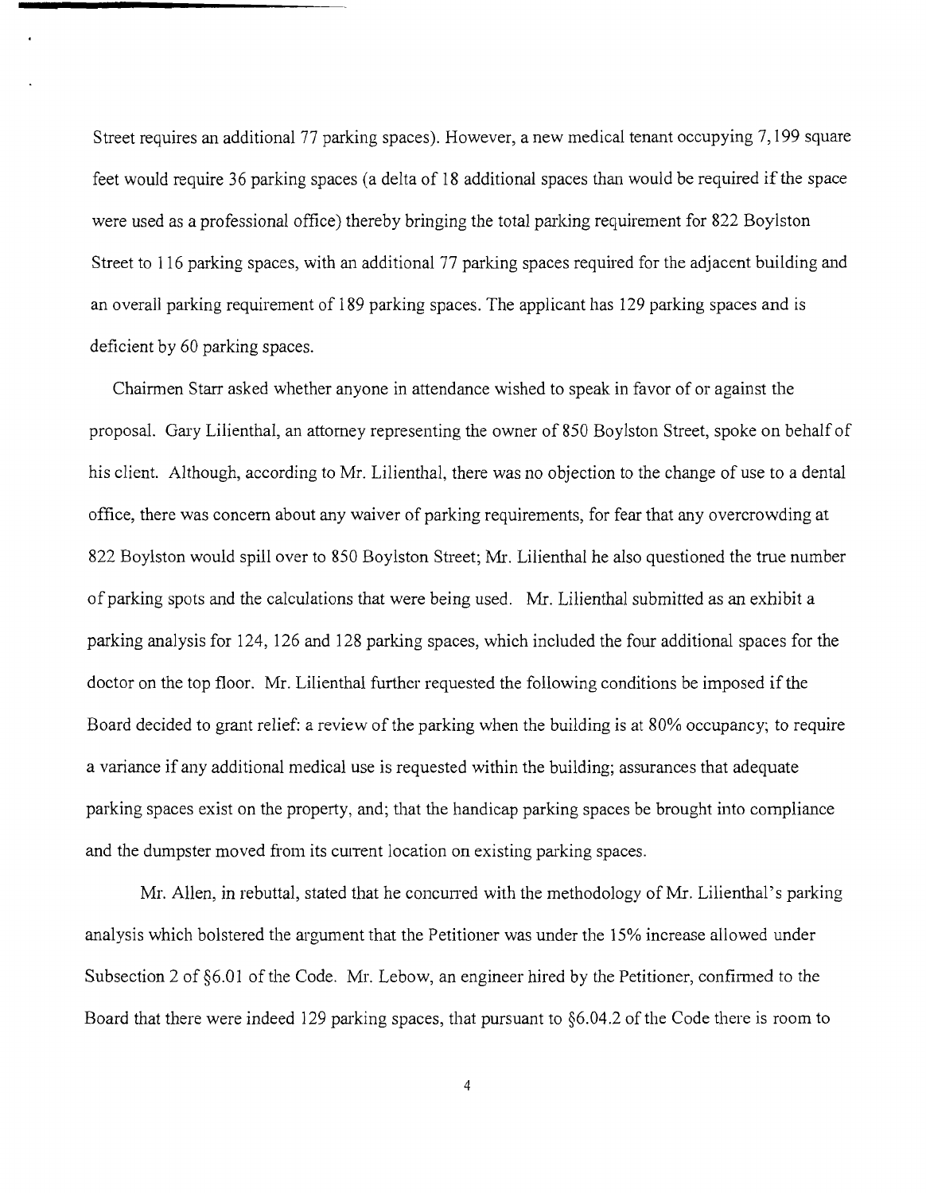Street requires an additional 77 parking spaces). However, a new medical tenant occupying 7,199 square feet would require 36 parking spaces (a delta of 18 additional spaces than would be required if the space were used as a professional office) thereby bringing the total parking requirement for 822 Boylston Street to 116 parking spaces, with an additional 77 parking spaces required for the adjacent building and an overall parking requirement of 189 parking spaces. The applicant has 129 parking spaces and is deficient by 60 parking spaces.

Chairmen Starr asked whether anyone in attendance wished to speak in favor of or against the proposal. Gary Lilienthal, an attorney representing the owner of 850 Boylston Street, spoke on behalf of his client. Although, according to Mr. Lilienthal, there was no objection to the change of use to a dental office, there was concern about any waiver of parking requirements, for fear that any overcrowding at 822 Boylston would spill over to 850 Boylston Street; Mr. Lilienthal he also questioned the true number of parking spots and the calculations that were being used. Mr. Lilienthal submitted as an exhibit a parking analysis for 124, 126 and 128 parking spaces, which included the four additional spaces for the doctor on the top floor. Mr. Lilienthal further requested the following conditions be imposed if the Board decided to grant relief: a review of the parking when the building is at 80% occupancy; to require a variance if any additional medical use is requested within the building; assurances that adequate parking spaces exist on the property, and; that the handicap parking spaces be brought into compliance and the dumpster moved from its current location on existing parking spaces.

Mr. Allen, in rebuttal, stated that he concurred with the methodology of Mr. Lilienthal's parking analysis which bolstered the argument that the Petitioner was under the 15% increase allowed under Subsection 2 of §6.01 of the Code. Mr. Lebow, an engineer hired by the Petitioner, confirmed to the Board that there were indeed 129 parking spaces, that pursuant to §6.04.2 of the Code there is room to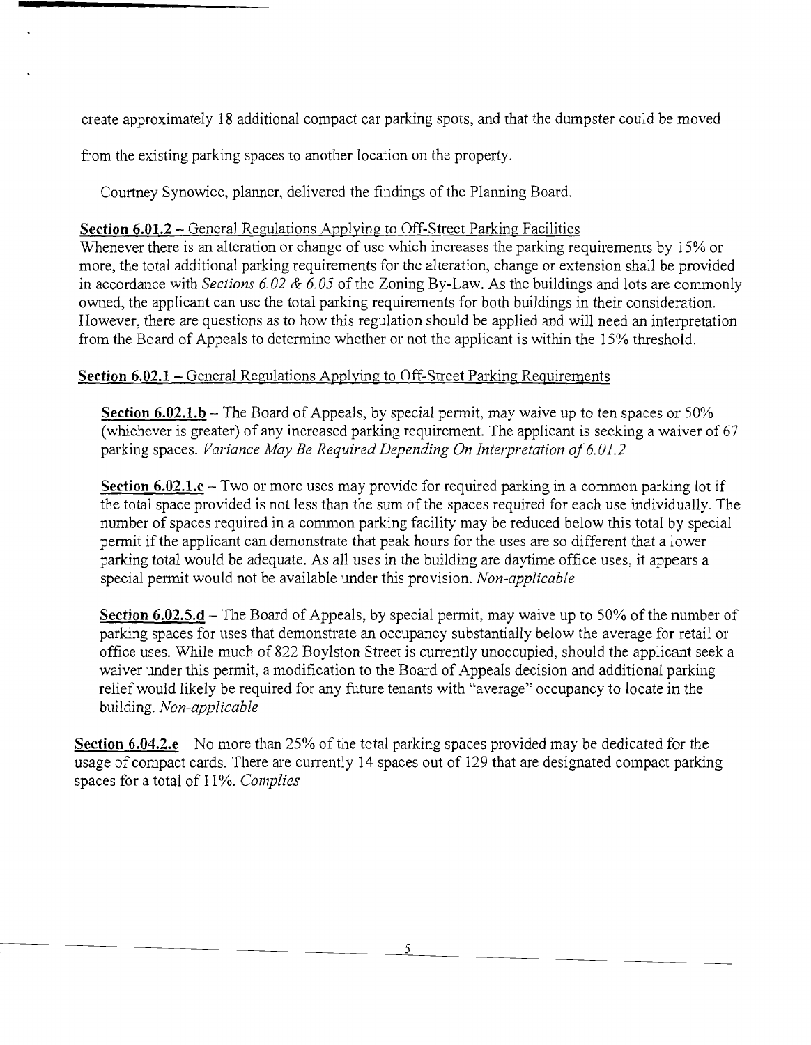create approximately 18 additional compact car parking spots, and that the dumpster could be moved from the existing parking spaces to another location on the property.

Courtney Synowiec, planner, delivered the findings of the Planning Board.

**Section 6.01.2** – General Regulations Applying to Off-Street Parking Facilities

Whenever there is an alteration or change of use which increases the parking requirements by 15% or more, the total additional parking requirements for the alteration, change or extension shall be provided in accordance with *Sections 6.02 & 6.05* of the Zoning By-Law. As the buildings and lots are commonly owned, the applicant can use the total parking requirements for both buildings in their consideration. However, there are questions as to how this regulation should be applied and will need an interpretation from the Board of Appeals to determine whether or not the applicant is within the 15% threshold.

**Section 6.02.1** – General Regulations Applying to Off-Street Parking Requirements

**Section 6.02.1.b** – The Board of Appeals, by special permit, may waive up to ten spaces or 50% (whichever is greater) of any increased parking requirement. The applicant is seeking a waiver of 67 parking spaces. *Variance May Be Required Depending On Interpretation of 6.01.2*

**Section 6.02.1.c** – Two or more uses may provide for required parking in a common parking lot if the total space provided is not less than the sum of the spaces required for each use individually. The number of spaces required in a common parking facility may be reduced below this total by special permit if the applicant can demonstrate that peak hours for the uses are so different that a lower parking total would be adequate. As all uses in the building are daytime office uses, it appears a special permit would not be available under this provision. *Non-applicable*

**Section 6.02.5.d** – The Board of Appeals, by special permit, may waive up to 50% of the number of parking spaces for uses that demonstrate an occupancy substantially below the average for retail or office uses. While much of 822 Boylston Street is currently unoccupied, should the applicant seek a waiver under this permit, a modification to the Board of Appeals decision and additional parking relief would likely be required for any future tenants with "average" occupancy to locate in the building. *Non-applicable*

**Section 6.04.2.e** – No more than 25% of the total parking spaces provided may be dedicated for the usage of compact cards. There are currently 14 spaces out of 129 that are designated compact parking spaces for a total of 11%. *Complies*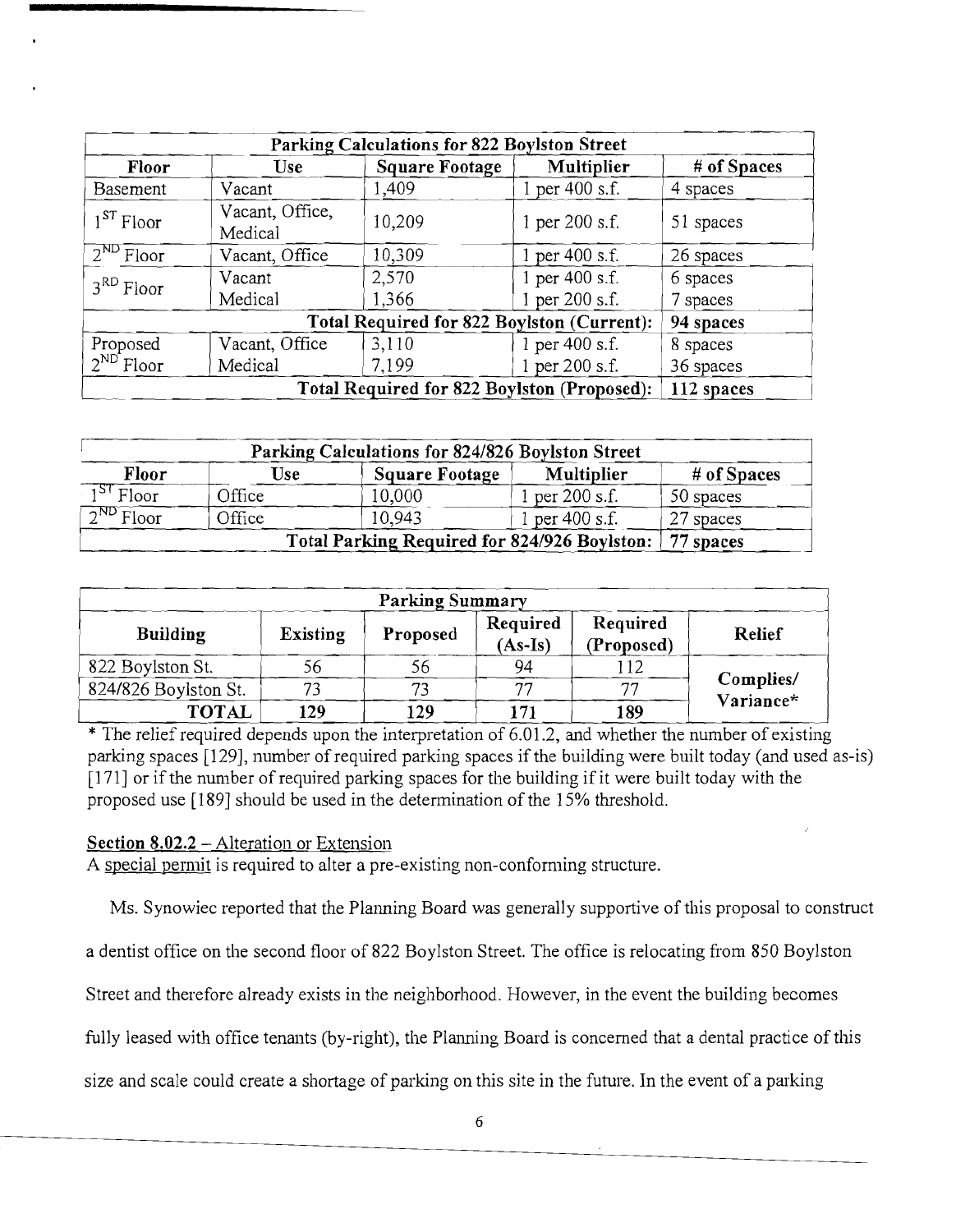| Parking Calculations for 822 Boylston Street | | | | |
|---|---|---|---|---|
| **Floor** | **Use** | **Square Footage** | **Multiplier** | **# of Spaces** |
| Basement | Vacant | 1,409 | 1 per 400 s.f. | 4 spaces |
| 1[ST] Floor | Vacant, Office, Medical | 10,209 | 1 per 200 s.f. | 51 spaces |
| 2[ND] Floor | Vacant, Office | 10,309 | 1 per 400 s.f. | 26 spaces |
| 3[RD] Floor | Vacant | 2,570 | 1 per 400 s.f. | 6 spaces |
| | Medical | 1,366 | 1 per 200 s.f. | 7 spaces |
| **Total Required for 822 Boylston (Current):** | | | | **94 spaces** |
| Proposed 2[ND] Floor | Vacant, Office | 3,110 | 1 per 400 s.f. | 8 spaces |
| | Medical | 7,199 | 1 per 200 s.f. | 36 spaces |
| **Total Required for 822 Boylston (Proposed):** | | | | **112 spaces** |

| Parking Calculations for 824/826 Boylston Street | | | | |
|---|---|---|---|---|
| **Floor** | **Use** | **Square Footage** | **Multiplier** | **# of Spaces** |
| 1[ST] Floor | Office | 10,000 | 1 per 200 s.f. | 50 spaces |
| 2[ND] Floor | Office | 10,943 | 1 per 400 s.f. | 27 spaces |
| **Total Parking Required for 824/926 Boylston:** | | | | **77 spaces** |

| Parking Summary | | | | | |
|---|---|---|---|---|---|
| **Building** | **Existing** | **Proposed** | **Required (As-Is)** | **Required (Proposed)** | **Relief** |
| 822 Boylston St. | 56 | 56 | 94 | 112 | **Complies/ Variance*** |
| 824/826 Boylston St. | 73 | 73 | 77 | 77 | |
| **TOTAL** | **129** | **129** | **171** | **189** | |

* The relief required depends upon the interpretation of 6.01.2, and whether the number of existing parking spaces [129], number of required parking spaces if the building were built today (and used as-is) [171] or if the number of required parking spaces for the building if it were built today with the proposed use [189] should be used in the determination of the 15% threshold.

**Section 8.02.2** – Alteration or Extension

A special permit is required to alter a pre-existing non-conforming structure.

Ms. Synowiec reported that the Planning Board was generally supportive of this proposal to construct a dentist office on the second floor of 822 Boylston Street. The office is relocating from 850 Boylston Street and therefore already exists in the neighborhood. However, in the event the building becomes fully leased with office tenants (by-right), the Planning Board is concerned that a dental practice of this size and scale could create a shortage of parking on this site in the future. In the event of a parking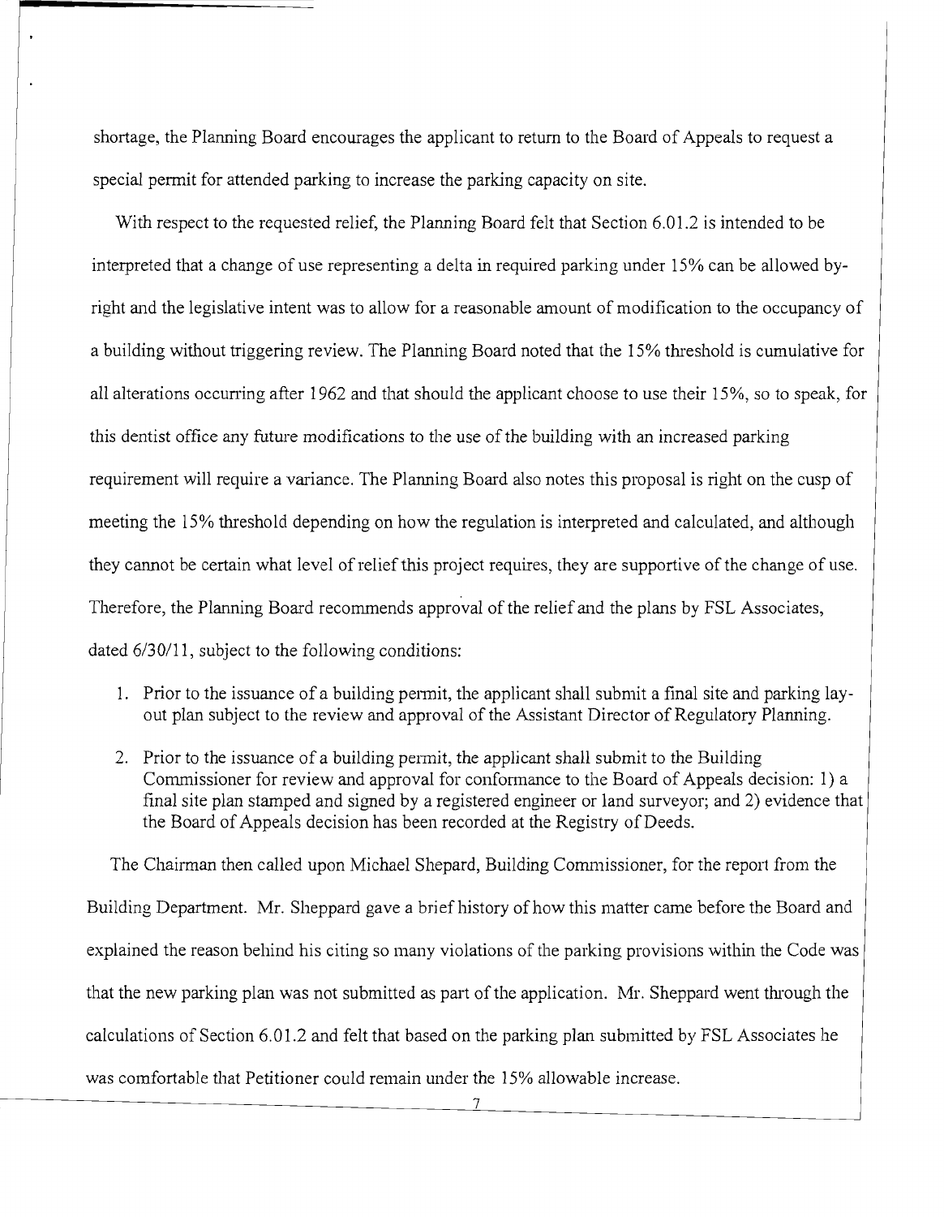shortage, the Planning Board encourages the applicant to return to the Board of Appeals to request a special permit for attended parking to increase the parking capacity on site.

With respect to the requested relief, the Planning Board felt that Section 6.01.2 is intended to be interpreted that a change of use representing a delta in required parking under 15% can be allowed by-right and the legislative intent was to allow for a reasonable amount of modification to the occupancy of a building without triggering review. The Planning Board noted that the 15% threshold is cumulative for all alterations occurring after 1962 and that should the applicant choose to use their 15%, so to speak, for this dentist office any future modifications to the use of the building with an increased parking requirement will require a variance. The Planning Board also notes this proposal is right on the cusp of meeting the 15% threshold depending on how the regulation is interpreted and calculated, and although they cannot be certain what level of relief this project requires, they are supportive of the change of use. Therefore, the Planning Board recommends approval of the relief and the plans by FSL Associates, dated 6/30/11, subject to the following conditions:

1. Prior to the issuance of a building permit, the applicant shall submit a final site and parking lay-out plan subject to the review and approval of the Assistant Director of Regulatory Planning.
2. Prior to the issuance of a building permit, the applicant shall submit to the Building Commissioner for review and approval for conformance to the Board of Appeals decision: 1) a final site plan stamped and signed by a registered engineer or land surveyor; and 2) evidence that the Board of Appeals decision has been recorded at the Registry of Deeds.

The Chairman then called upon Michael Shepard, Building Commissioner, for the report from the Building Department. Mr. Sheppard gave a brief history of how this matter came before the Board and explained the reason behind his citing so many violations of the parking provisions within the Code was that the new parking plan was not submitted as part of the application. Mr. Sheppard went through the calculations of Section 6.01.2 and felt that based on the parking plan submitted by FSL Associates he was comfortable that Petitioner could remain under the 15% allowable increase.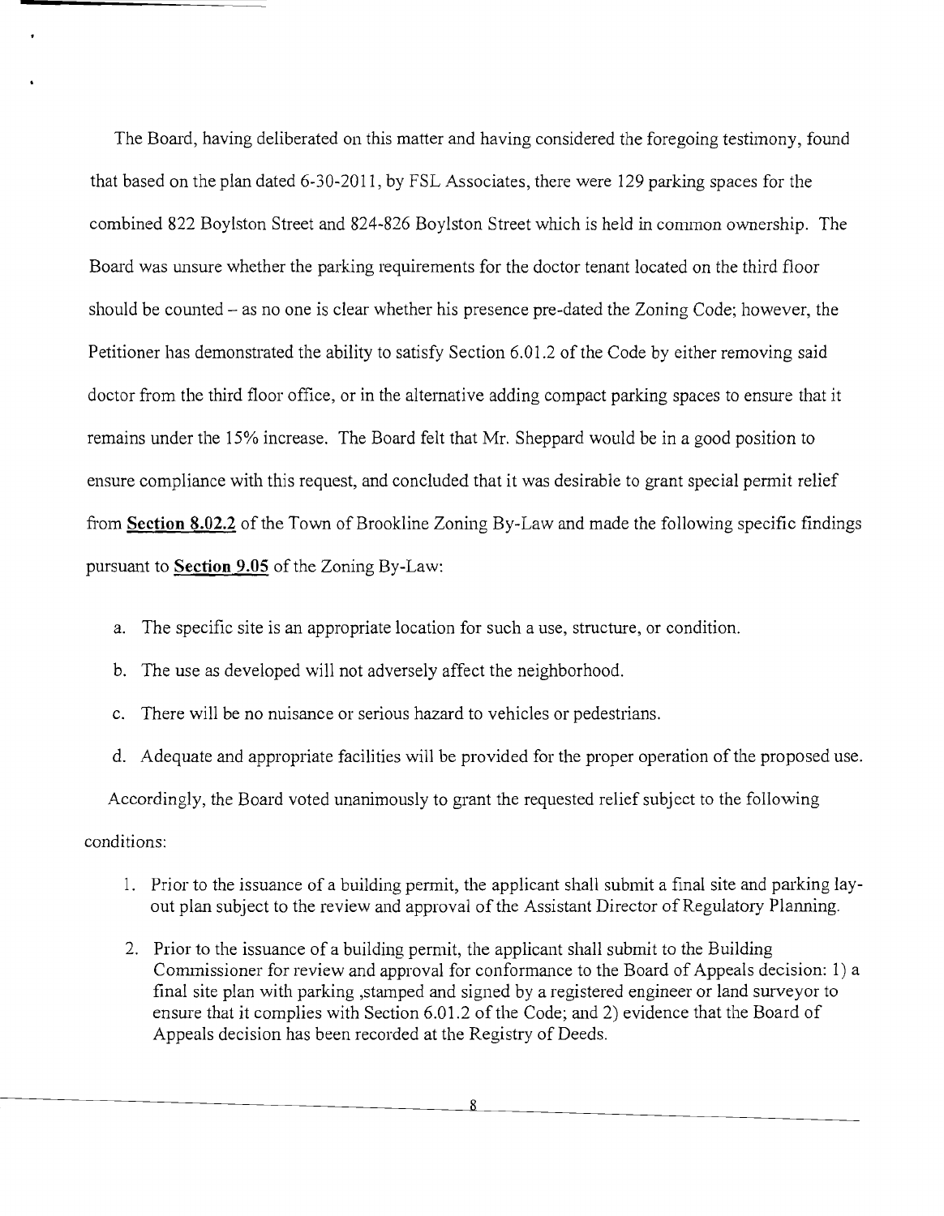The Board, having deliberated on this matter and having considered the foregoing testimony, found that based on the plan dated 6-30-2011, by FSL Associates, there were 129 parking spaces for the combined 822 Boylston Street and 824-826 Boylston Street which is held in common ownership. The Board was unsure whether the parking requirements for the doctor tenant located on the third floor should be counted – as no one is clear whether his presence pre-dated the Zoning Code; however, the Petitioner has demonstrated the ability to satisfy Section 6.01.2 of the Code by either removing said doctor from the third floor office, or in the alternative adding compact parking spaces to ensure that it remains under the 15% increase. The Board felt that Mr. Sheppard would be in a good position to ensure compliance with this request, and concluded that it was desirable to grant special permit relief from **Section 8.02.2** of the Town of Brookline Zoning By-Law and made the following specific findings pursuant to **Section 9.05** of the Zoning By-Law:

a. The specific site is an appropriate location for such a use, structure, or condition.

b. The use as developed will not adversely affect the neighborhood.

c. There will be no nuisance or serious hazard to vehicles or pedestrians.

d. Adequate and appropriate facilities will be provided for the proper operation of the proposed use.

Accordingly, the Board voted unanimously to grant the requested relief subject to the following conditions:

1. Prior to the issuance of a building permit, the applicant shall submit a final site and parking lay-out plan subject to the review and approval of the Assistant Director of Regulatory Planning.

2. Prior to the issuance of a building permit, the applicant shall submit to the Building Commissioner for review and approval for conformance to the Board of Appeals decision: 1) a final site plan with parking ,stamped and signed by a registered engineer or land surveyor to ensure that it complies with Section 6.01.2 of the Code; and 2) evidence that the Board of Appeals decision has been recorded at the Registry of Deeds.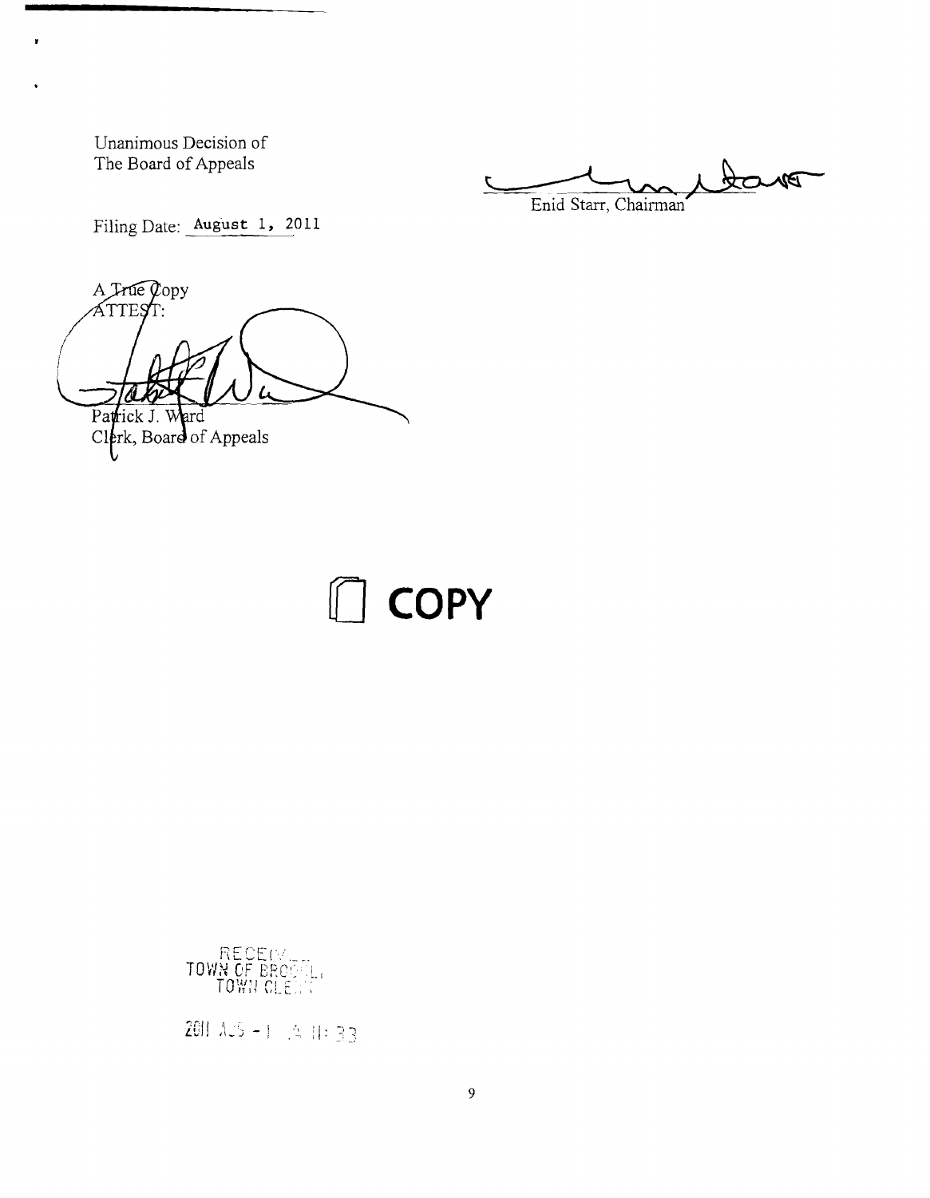Unanimous Decision of
The Board of Appeals

Enid Starr, Chairman

Filing Date: August 1, 2011

A True Copy
ATTEST:

Patrick J. Ward
Clerk, Board of Appeals

COPY

RECEIVED
TOWN OF BROOKLINE
TOWN CLERK

2011 AUG -1 A 11:33